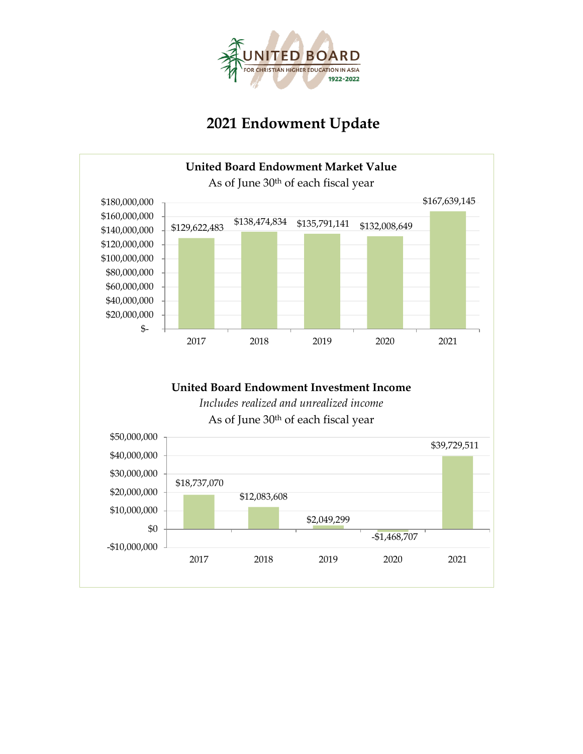UNITED BOARD
FOR CHRISTIAN HIGHER EDUCATION IN ASIA
1922-2022

# 2021 Endowment Update

**United Board Endowment Market Value**

As of June 30th of each fiscal year

| Year | Market Value |
|---|---|
| 2017 | $129,622,483 |
| 2018 | $138,474,834 |
| 2019 | $135,791,141 |
| 2020 | $132,008,649 |
| 2021 | $167,639,145 |

**United Board Endowment Investment Income**

*Includes realized and unrealized income*

As of June 30th of each fiscal year

| Year | Investment Income |
|---|---|
| 2017 | $18,737,070 |
| 2018 | $12,083,608 |
| 2019 | $2,049,299 |
| 2020 | -$1,468,707 |
| 2021 | $39,729,511 |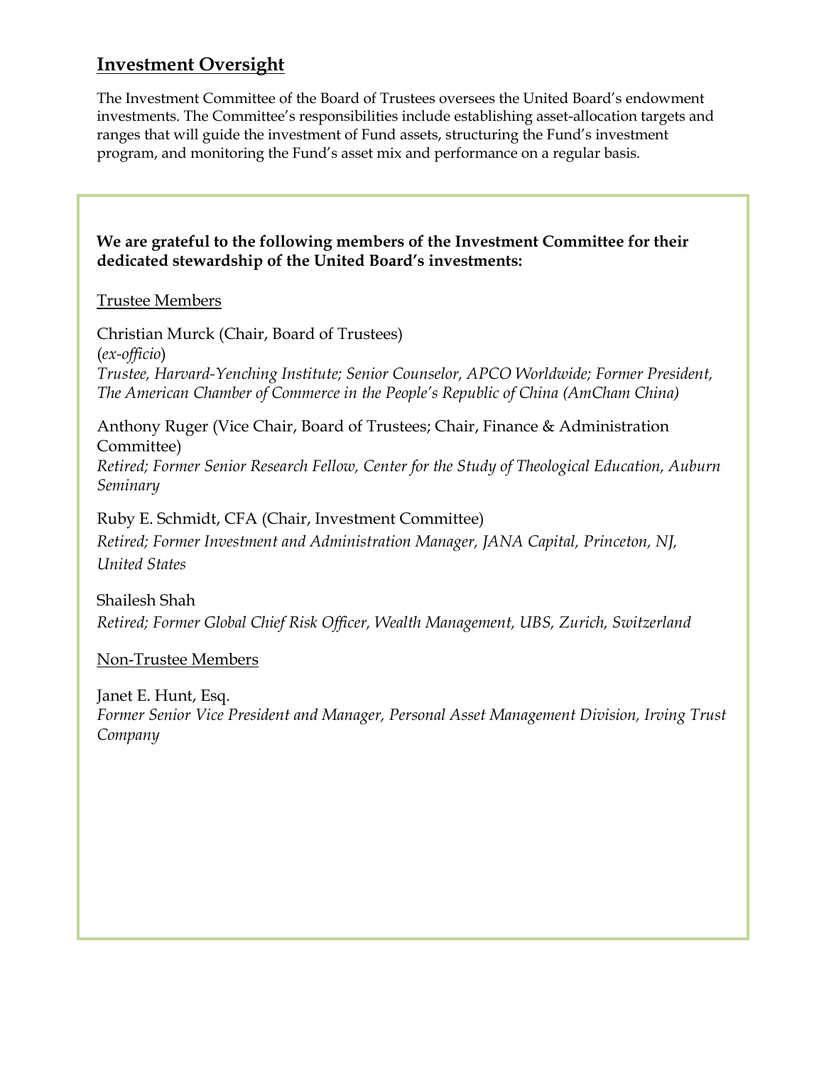## Investment Oversight

The Investment Committee of the Board of Trustees oversees the United Board's endowment investments. The Committee's responsibilities include establishing asset-allocation targets and ranges that will guide the investment of Fund assets, structuring the Fund's investment program, and monitoring the Fund's asset mix and performance on a regular basis.

**We are grateful to the following members of the Investment Committee for their dedicated stewardship of the United Board's investments:**

Trustee Members

Christian Murck (Chair, Board of Trustees)
(*ex-officio*)
*Trustee, Harvard-Yenching Institute; Senior Counselor, APCO Worldwide; Former President, The American Chamber of Commerce in the People's Republic of China (AmCham China)*

Anthony Ruger (Vice Chair, Board of Trustees; Chair, Finance & Administration Committee)
*Retired; Former Senior Research Fellow, Center for the Study of Theological Education, Auburn Seminary*

Ruby E. Schmidt, CFA (Chair, Investment Committee)
*Retired; Former Investment and Administration Manager, JANA Capital, Princeton, NJ, United States*

Shailesh Shah
*Retired; Former Global Chief Risk Officer, Wealth Management, UBS, Zurich, Switzerland*

Non-Trustee Members

Janet E. Hunt, Esq.
*Former Senior Vice President and Manager, Personal Asset Management Division, Irving Trust Company*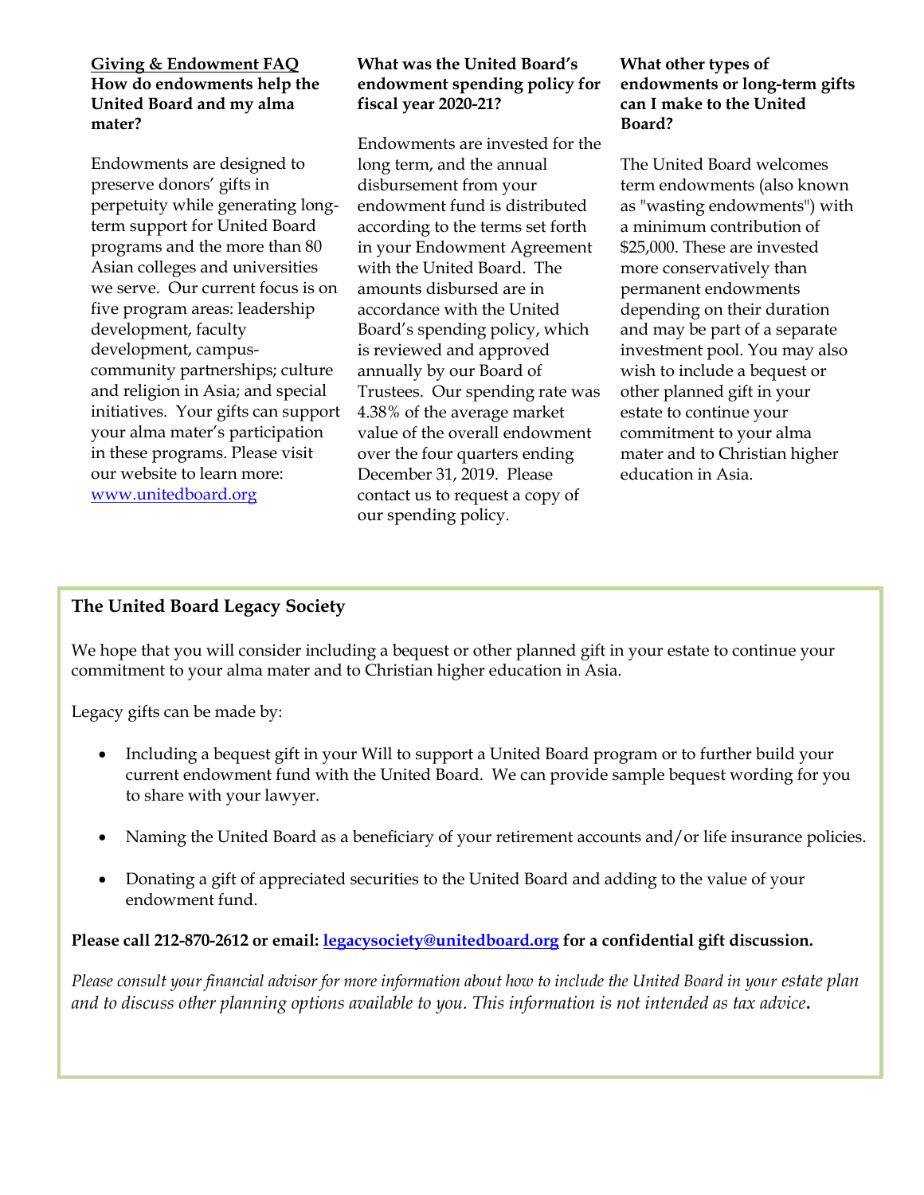## Giving & Endowment FAQ

### How do endowments help the United Board and my alma mater?

Endowments are designed to preserve donors' gifts in perpetuity while generating long-term support for United Board programs and the more than 80 Asian colleges and universities we serve. Our current focus is on five program areas: leadership development, faculty development, campus-community partnerships; culture and religion in Asia; and special initiatives. Your gifts can support your alma mater's participation in these programs. Please visit our website to learn more: [www.unitedboard.org](http://www.unitedboard.org)

### What was the United Board's endowment spending policy for fiscal year 2020-21?

Endowments are invested for the long term, and the annual disbursement from your endowment fund is distributed according to the terms set forth in your Endowment Agreement with the United Board. The amounts disbursed are in accordance with the United Board's spending policy, which is reviewed and approved annually by our Board of Trustees. Our spending rate was 4.38% of the average market value of the overall endowment over the four quarters ending December 31, 2019. Please contact us to request a copy of our spending policy.

### What other types of endowments or long-term gifts can I make to the United Board?

The United Board welcomes term endowments (also known as "wasting endowments") with a minimum contribution of $25,000. These are invested more conservatively than permanent endowments depending on their duration and may be part of a separate investment pool. You may also wish to include a bequest or other planned gift in your estate to continue your commitment to your alma mater and to Christian higher education in Asia.

## The United Board Legacy Society

We hope that you will consider including a bequest or other planned gift in your estate to continue your commitment to your alma mater and to Christian higher education in Asia.

Legacy gifts can be made by:

- Including a bequest gift in your Will to support a United Board program or to further build your current endowment fund with the United Board. We can provide sample bequest wording for you to share with your lawyer.
- Naming the United Board as a beneficiary of your retirement accounts and/or life insurance policies.
- Donating a gift of appreciated securities to the United Board and adding to the value of your endowment fund.

**Please call 212-870-2612 or email: [legacysociety@unitedboard.org](mailto:legacysociety@unitedboard.org) for a confidential gift discussion.**

*Please consult your financial advisor for more information about how to include the United Board in your estate plan and to discuss other planning options available to you. This information is not intended as tax advice.*